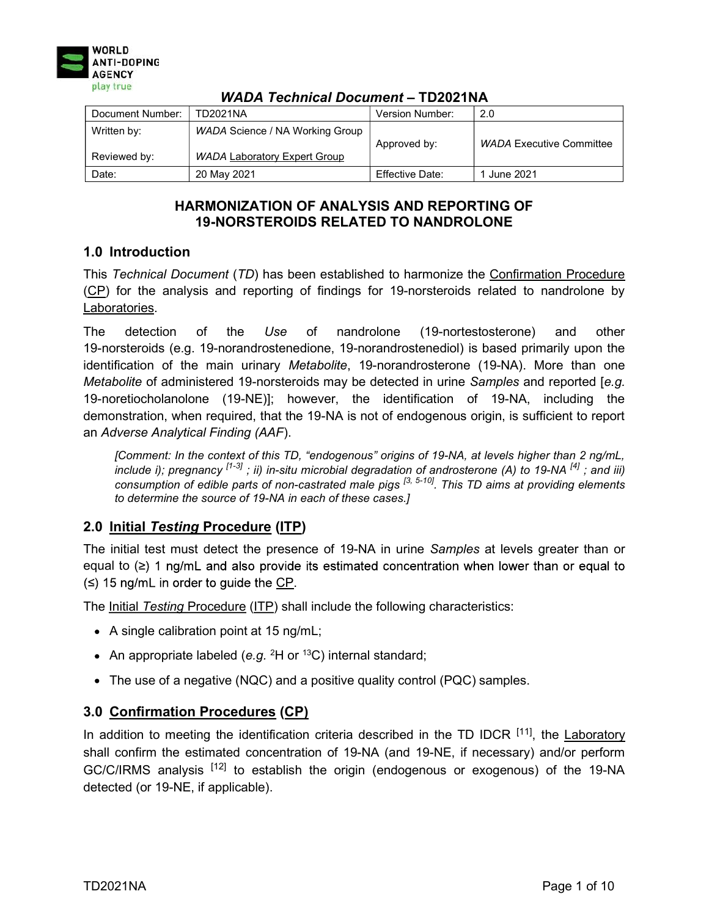WORLD ANTI-DOPING AGENCY
play true

# *WADA Technical Document* – TD2021NA

| Document Number: | TD2021NA | Version Number: | 2.0 |
|---|---|---|---|
| Written by:<br><br>Reviewed by: | *WADA* Science / NA Working Group<br><br>*WADA* Laboratory Expert Group | Approved by: | *WADA* Executive Committee |
| Date: | 20 May 2021 | Effective Date: | 1 June 2021 |

## HARMONIZATION OF ANALYSIS AND REPORTING OF 19-NORSTEROIDS RELATED TO NANDROLONE

## 1.0 Introduction

This *Technical Document* (*TD*) has been established to harmonize the Confirmation Procedure (CP) for the analysis and reporting of findings for 19-norsteroids related to nandrolone by Laboratories.

The detection of the *Use* of nandrolone (19-nortestosterone) and other 19-norsteroids (e.g. 19-norandrostenedione, 19-norandrostenediol) is based primarily upon the identification of the main urinary *Metabolite*, 19-norandrosterone (19-NA). More than one *Metabolite* of administered 19-norsteroids may be detected in urine *Samples* and reported [*e.g.* 19-noretiocholanolone (19-NE)]; however, the identification of 19-NA, including the demonstration, when required, that the 19-NA is not of endogenous origin, is sufficient to report an *Adverse Analytical Finding (AAF)*.

> *[Comment: In the context of this TD, "endogenous" origins of 19-NA, at levels higher than 2 ng/mL, include i); pregnancy [1-3] ; ii) in-situ microbial degradation of androsterone (A) to 19-NA [4] ; and iii) consumption of edible parts of non-castrated male pigs [3, 5-10]. This TD aims at providing elements to determine the source of 19-NA in each of these cases.]*

## 2.0 Initial *Testing* Procedure (ITP)

The initial test must detect the presence of 19-NA in urine *Samples* at levels greater than or equal to (≥) 1 ng/mL and also provide its estimated concentration when lower than or equal to (≤) 15 ng/mL in order to guide the CP.

The Initial *Testing* Procedure (ITP) shall include the following characteristics:

- A single calibration point at 15 ng/mL;
- An appropriate labeled (*e.g.* $^{2}H$ or $^{13}C$) internal standard;
- The use of a negative (NQC) and a positive quality control (PQC) samples.

## 3.0 Confirmation Procedures (CP)

In addition to meeting the identification criteria described in the TD IDCR [11], the Laboratory shall confirm the estimated concentration of 19-NA (and 19-NE, if necessary) and/or perform GC/C/IRMS analysis [12] to establish the origin (endogenous or exogenous) of the 19-NA detected (or 19-NE, if applicable).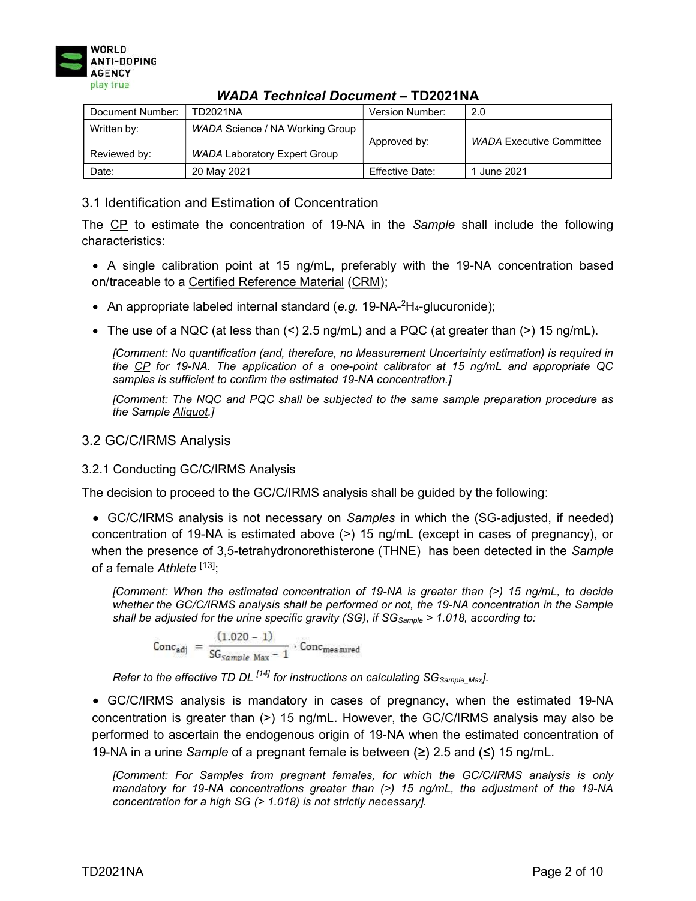## 3.1 Identification and Estimation of Concentration

The CP to estimate the concentration of 19-NA in the *Sample* shall include the following characteristics:

- A single calibration point at 15 ng/mL, preferably with the 19-NA concentration based on/traceable to a Certified Reference Material (CRM);
- An appropriate labeled internal standard (*e.g.* 19-NA-$^{2}H_4$-glucuronide);
- The use of a NQC (at less than (<) 2.5 ng/mL) and a PQC (at greater than (>) 15 ng/mL).

  *[Comment: No quantification (and, therefore, no Measurement Uncertainty estimation) is required in the CP for 19-NA. The application of a one-point calibrator at 15 ng/mL and appropriate QC samples is sufficient to confirm the estimated 19-NA concentration.]*

  *[Comment: The NQC and PQC shall be subjected to the same sample preparation procedure as the Sample Aliquot.]*

## 3.2 GC/C/IRMS Analysis

### 3.2.1 Conducting GC/C/IRMS Analysis

The decision to proceed to the GC/C/IRMS analysis shall be guided by the following:

- GC/C/IRMS analysis is not necessary on *Samples* in which the (SG-adjusted, if needed) concentration of 19-NA is estimated above (>) 15 ng/mL (except in cases of pregnancy), or when the presence of 3,5-tetrahydronorethisterone (THNE) has been detected in the *Sample* of a female *Athlete* [13];

  *[Comment: When the estimated concentration of 19-NA is greater than (>) 15 ng/mL, to decide whether the GC/C/IRMS analysis shall be performed or not, the 19-NA concentration in the Sample shall be adjusted for the urine specific gravity (SG), if $SG_{Sample} > 1.018$, according to:*

  $$\text{Conc}_{\text{adj}} = \frac{(1.020 - 1)}{SG_{Sample\ Max} - 1} \cdot \text{Conc}_{\text{measured}}$$

  *Refer to the effective TD DL [14] for instructions on calculating $SG_{Sample\_Max}$].*

- GC/C/IRMS analysis is mandatory in cases of pregnancy, when the estimated 19-NA concentration is greater than (>) 15 ng/mL. However, the GC/C/IRMS analysis may also be performed to ascertain the endogenous origin of 19-NA when the estimated concentration of 19-NA in a urine *Sample* of a pregnant female is between (≥) 2.5 and (≤) 15 ng/mL.

  *[Comment: For Samples from pregnant females, for which the GC/C/IRMS analysis is only mandatory for 19-NA concentrations greater than (>) 15 ng/mL, the adjustment of the 19-NA concentration for a high SG (> 1.018) is not strictly necessary].*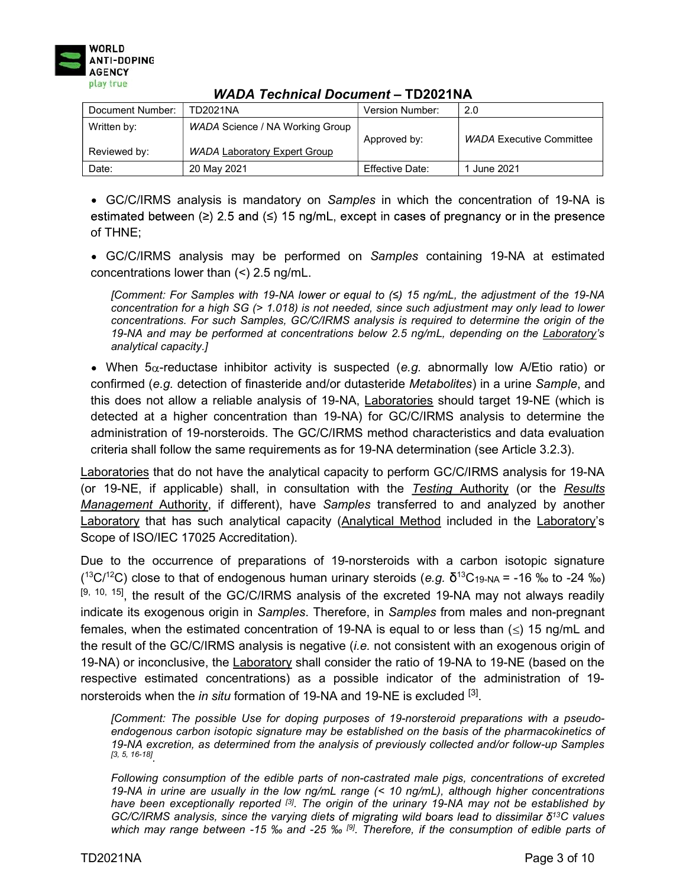- GC/C/IRMS analysis is mandatory on *Samples* in which the concentration of 19-NA is estimated between (≥) 2.5 and (≤) 15 ng/mL, except in cases of pregnancy or in the presence of THNE;

- GC/C/IRMS analysis may be performed on *Samples* containing 19-NA at estimated concentrations lower than (<) 2.5 ng/mL.

  *[Comment: For Samples with 19-NA lower or equal to (≤) 15 ng/mL, the adjustment of the 19-NA concentration for a high SG (> 1.018) is not needed, since such adjustment may only lead to lower concentrations. For such Samples, GC/C/IRMS analysis is required to determine the origin of the 19-NA and may be performed at concentrations below 2.5 ng/mL, depending on the Laboratory's analytical capacity.]*

- When 5α-reductase inhibitor activity is suspected (*e.g.* abnormally low A/Etio ratio) or confirmed (*e.g.* detection of finasteride and/or dutasteride *Metabolites*) in a urine *Sample*, and this does not allow a reliable analysis of 19-NA, Laboratories should target 19-NE (which is detected at a higher concentration than 19-NA) for GC/C/IRMS analysis to determine the administration of 19-norsteroids. The GC/C/IRMS method characteristics and data evaluation criteria shall follow the same requirements as for 19-NA determination (see Article 3.2.3).

Laboratories that do not have the analytical capacity to perform GC/C/IRMS analysis for 19-NA (or 19-NE, if applicable) shall, in consultation with the *Testing* Authority (or the *Results Management* Authority, if different), have *Samples* transferred to and analyzed by another Laboratory that has such analytical capacity (Analytical Method included in the Laboratory's Scope of ISO/IEC 17025 Accreditation).

Due to the occurrence of preparations of 19-norsteroids with a carbon isotopic signature ($^{13}C/^{12}C$) close to that of endogenous human urinary steroids (*e.g.* $\delta^{13}C_{19\text{-}NA}$ = -16 ‰ to -24 ‰) [9, 10, 15], the result of the GC/C/IRMS analysis of the excreted 19-NA may not always readily indicate its exogenous origin in *Samples*. Therefore, in *Samples* from males and non-pregnant females, when the estimated concentration of 19-NA is equal to or less than (≤) 15 ng/mL and the result of the GC/C/IRMS analysis is negative (*i.e.* not consistent with an exogenous origin of 19-NA) or inconclusive, the Laboratory shall consider the ratio of 19-NA to 19-NE (based on the respective estimated concentrations) as a possible indicator of the administration of 19-norsteroids when the *in situ* formation of 19-NA and 19-NE is excluded [3].

*[Comment: The possible Use for doping purposes of 19-norsteroid preparations with a pseudo-endogenous carbon isotopic signature may be established on the basis of the pharmacokinetics of 19-NA excretion, as determined from the analysis of previously collected and/or follow-up Samples [3, 5, 16-18].*

*Following consumption of the edible parts of non-castrated male pigs, concentrations of excreted 19-NA in urine are usually in the low ng/mL range (< 10 ng/mL), although higher concentrations have been exceptionally reported [3]. The origin of the urinary 19-NA may not be established by GC/C/IRMS analysis, since the varying diets of migrating wild boars lead to dissimilar $\delta^{13}C$ values which may range between -15 ‰ and -25 ‰ [9]. Therefore, if the consumption of edible parts of*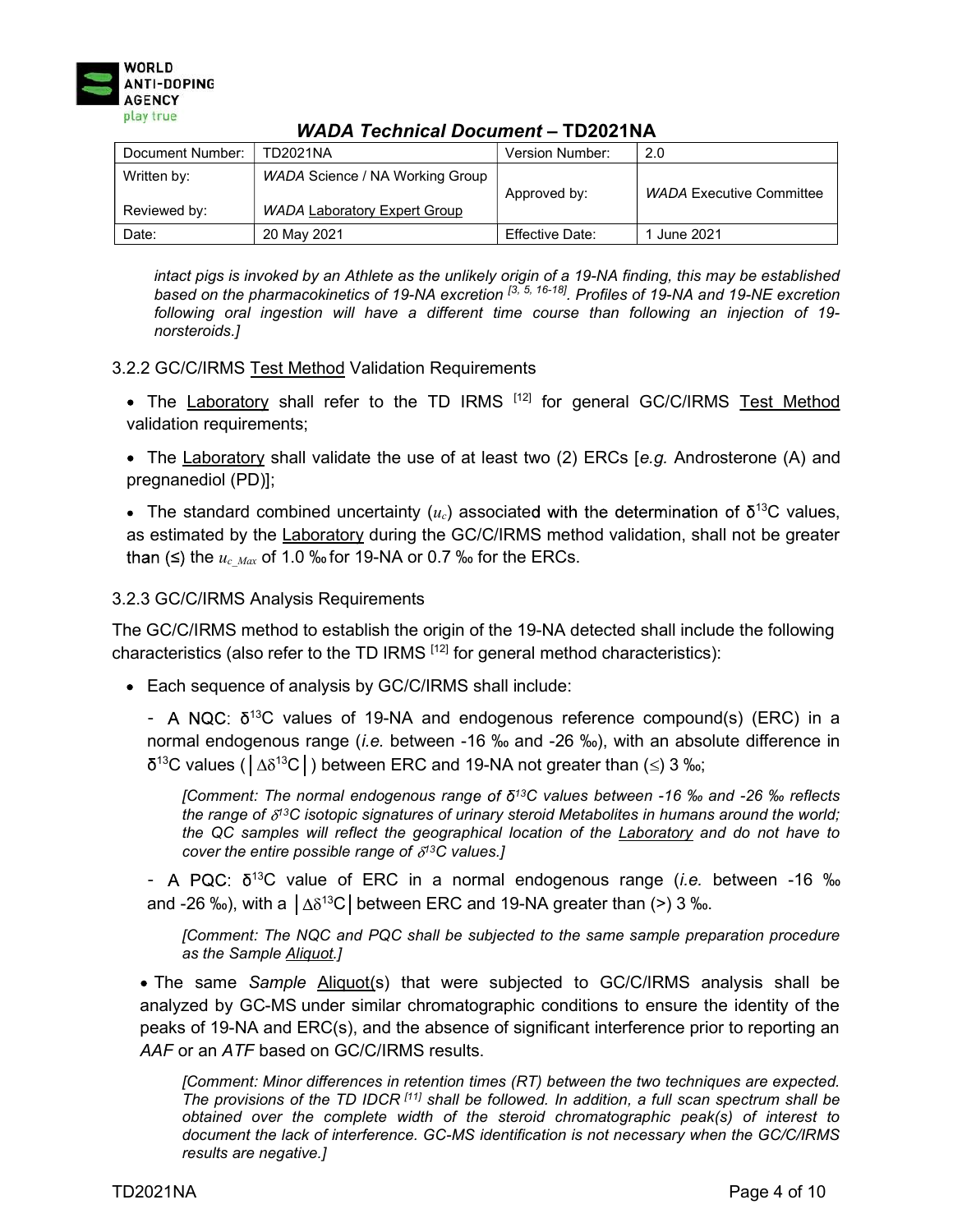*intact pigs is invoked by an Athlete as the unlikely origin of a 19-NA finding, this may be established based on the pharmacokinetics of 19-NA excretion [3, 5, 16-18]. Profiles of 19-NA and 19-NE excretion following oral ingestion will have a different time course than following an injection of 19-norsteroids.]*

### 3.2.2 GC/C/IRMS Test Method Validation Requirements

- The Laboratory shall refer to the TD IRMS [12] for general GC/C/IRMS Test Method validation requirements;
- The Laboratory shall validate the use of at least two (2) ERCs [*e.g.* Androsterone (A) and pregnanediol (PD)];
- The standard combined uncertainty ($u_c$) associated with the determination of $\delta^{13}C$ values, as estimated by the Laboratory during the GC/C/IRMS method validation, shall not be greater than (≤) the $u_{c\_Max}$ of 1.0 ‰ for 19-NA or 0.7 ‰ for the ERCs.

### 3.2.3 GC/C/IRMS Analysis Requirements

The GC/C/IRMS method to establish the origin of the 19-NA detected shall include the following characteristics (also refer to the TD IRMS [12] for general method characteristics):

- Each sequence of analysis by GC/C/IRMS shall include:

  - A NQC: $\delta^{13}C$ values of 19-NA and endogenous reference compound(s) (ERC) in a normal endogenous range (*i.e.* between -16 ‰ and -26 ‰), with an absolute difference in $\delta^{13}C$ values ($|\Delta\delta^{13}C|$) between ERC and 19-NA not greater than (≤) 3 ‰;

    *[Comment: The normal endogenous range of $\delta^{13}C$ values between -16 ‰ and -26 ‰ reflects the range of $\delta^{13}C$ isotopic signatures of urinary steroid Metabolites in humans around the world; the QC samples will reflect the geographical location of the Laboratory and do not have to cover the entire possible range of $\delta^{13}C$ values.]*

  - A PQC: $\delta^{13}C$ value of ERC in a normal endogenous range (*i.e.* between -16 ‰ and -26 ‰), with a $|\Delta\delta^{13}C|$ between ERC and 19-NA greater than (>) 3 ‰.

    *[Comment: The NQC and PQC shall be subjected to the same sample preparation procedure as the Sample Aliquot.]*

- The same *Sample* Aliquot(s) that were subjected to GC/C/IRMS analysis shall be analyzed by GC-MS under similar chromatographic conditions to ensure the identity of the peaks of 19-NA and ERC(s), and the absence of significant interference prior to reporting an *AAF* or an *ATF* based on GC/C/IRMS results.

  *[Comment: Minor differences in retention times (RT) between the two techniques are expected. The provisions of the TD IDCR [11] shall be followed. In addition, a full scan spectrum shall be obtained over the complete width of the steroid chromatographic peak(s) of interest to document the lack of interference. GC-MS identification is not necessary when the GC/C/IRMS results are negative.]*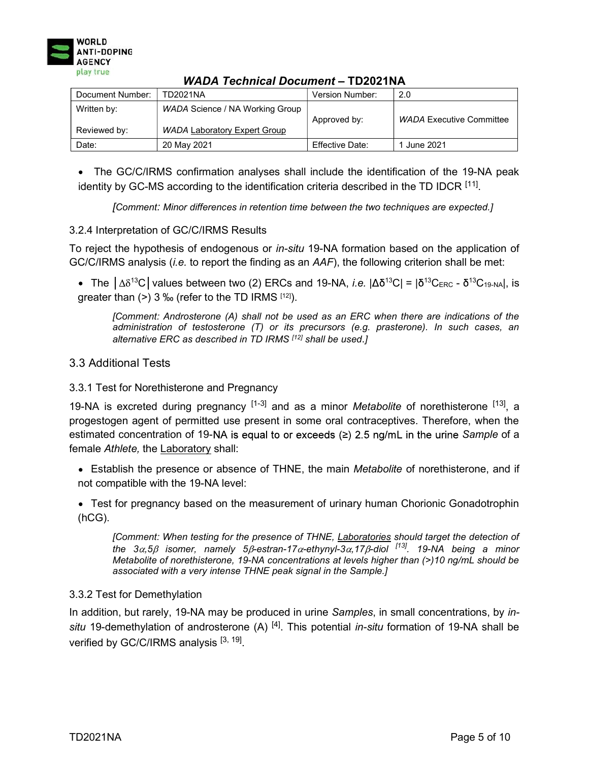- The GC/C/IRMS confirmation analyses shall include the identification of the 19-NA peak identity by GC-MS according to the identification criteria described in the TD IDCR [11].

> *[Comment: Minor differences in retention time between the two techniques are expected.]*

### 3.2.4 Interpretation of GC/C/IRMS Results

To reject the hypothesis of endogenous or *in-situ* 19-NA formation based on the application of GC/C/IRMS analysis (*i.e.* to report the finding as an *AAF*), the following criterion shall be met:

- The $|\Delta\delta^{13}C|$ values between two (2) ERCs and 19-NA, *i.e.* $|\Delta\delta^{13}C| = |\delta^{13}C_{ERC} - \delta^{13}C_{19\text{-}NA}|$, is greater than (>) 3 ‰ (refer to the TD IRMS [12]).

> *[Comment: Androsterone (A) shall not be used as an ERC when there are indications of the administration of testosterone (T) or its precursors (e.g. prasterone). In such cases, an alternative ERC as described in TD IRMS [12] shall be used.]*

## 3.3 Additional Tests

### 3.3.1 Test for Norethisterone and Pregnancy

19-NA is excreted during pregnancy [1-3] and as a minor *Metabolite* of norethisterone [13], a progestogen agent of permitted use present in some oral contraceptives. Therefore, when the estimated concentration of 19-NA is equal to or exceeds (≥) 2.5 ng/mL in the urine *Sample* of a female *Athlete,* the Laboratory shall:

- Establish the presence or absence of THNE, the main *Metabolite* of norethisterone, and if not compatible with the 19-NA level:
- Test for pregnancy based on the measurement of urinary human Chorionic Gonadotrophin (hCG).

> *[Comment: When testing for the presence of THNE, Laboratories should target the detection of the 3α,5β isomer, namely 5β-estran-17α-ethynyl-3α,17β-diol [13]. 19-NA being a minor Metabolite of norethisterone, 19-NA concentrations at levels higher than (>)10 ng/mL should be associated with a very intense THNE peak signal in the Sample.]*

### 3.3.2 Test for Demethylation

In addition, but rarely, 19-NA may be produced in urine *Samples*, in small concentrations, by *in-situ* 19-demethylation of androsterone (A) [4]. This potential *in-situ* formation of 19-NA shall be verified by GC/C/IRMS analysis [3, 19].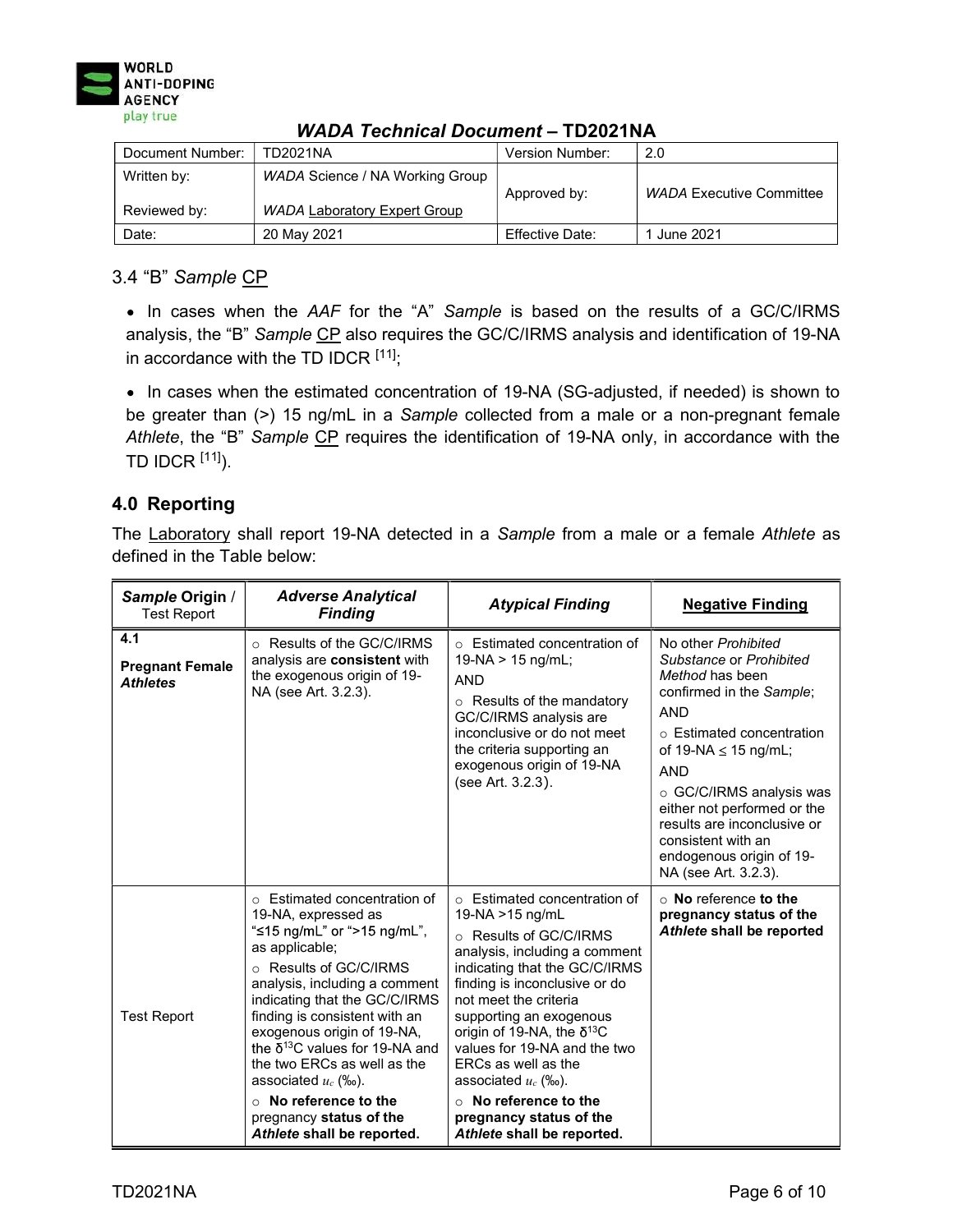### 3.4 "B" *Sample* CP

- In cases when the *AAF* for the "A" *Sample* is based on the results of a GC/C/IRMS analysis, the "B" *Sample* CP also requires the GC/C/IRMS analysis and identification of 19-NA in accordance with the TD IDCR [11];

- In cases when the estimated concentration of 19-NA (SG-adjusted, if needed) is shown to be greater than (>) 15 ng/mL in a *Sample* collected from a male or a non-pregnant female *Athlete*, the "B" *Sample* CP requires the identification of 19-NA only, in accordance with the TD IDCR [11]).

## 4.0 Reporting

The Laboratory shall report 19-NA detected in a *Sample* from a male or a female *Athlete* as defined in the Table below:

| ***Sample* Origin** / Test Report | ***Adverse Analytical Finding*** | ***Atypical Finding*** | **Negative Finding** |
|---|---|---|---|
| **4.1** **Pregnant Female *Athletes*** | ○ Results of the GC/C/IRMS analysis are **consistent** with the exogenous origin of 19-NA (see Art. 3.2.3). | ○ Estimated concentration of 19-NA > 15 ng/mL; AND ○ Results of the mandatory GC/C/IRMS analysis are inconclusive or do not meet the criteria supporting an exogenous origin of 19-NA (see Art. 3.2.3). | No other *Prohibited Substance* or *Prohibited Method* has been confirmed in the *Sample*; AND ○ Estimated concentration of 19-NA ≤ 15 ng/mL; AND ○ GC/C/IRMS analysis was either not performed or the results are inconclusive or consistent with an endogenous origin of 19-NA (see Art. 3.2.3). |
| Test Report | ○ Estimated concentration of 19-NA, expressed as "≤15 ng/mL" or ">15 ng/mL", as applicable; ○ Results of GC/C/IRMS analysis, including a comment indicating that the GC/C/IRMS finding is consistent with an exogenous origin of 19-NA, the $\delta^{13}C$ values for 19-NA and the two ERCs as well as the associated $u_c$ (‰). ○ **No reference to the** pregnancy **status of the *Athlete* shall be reported.** | ○ Estimated concentration of 19-NA >15 ng/mL ○ Results of GC/C/IRMS analysis, including a comment indicating that the GC/C/IRMS finding is inconclusive or do not meet the criteria supporting an exogenous origin of 19-NA, the $\delta^{13}C$ values for 19-NA and the two ERCs as well as the associated $u_c$ (‰). ○ **No reference to the pregnancy status of the *Athlete* shall be reported.** | ○ **No** reference **to the pregnancy status of the *Athlete* shall be reported** |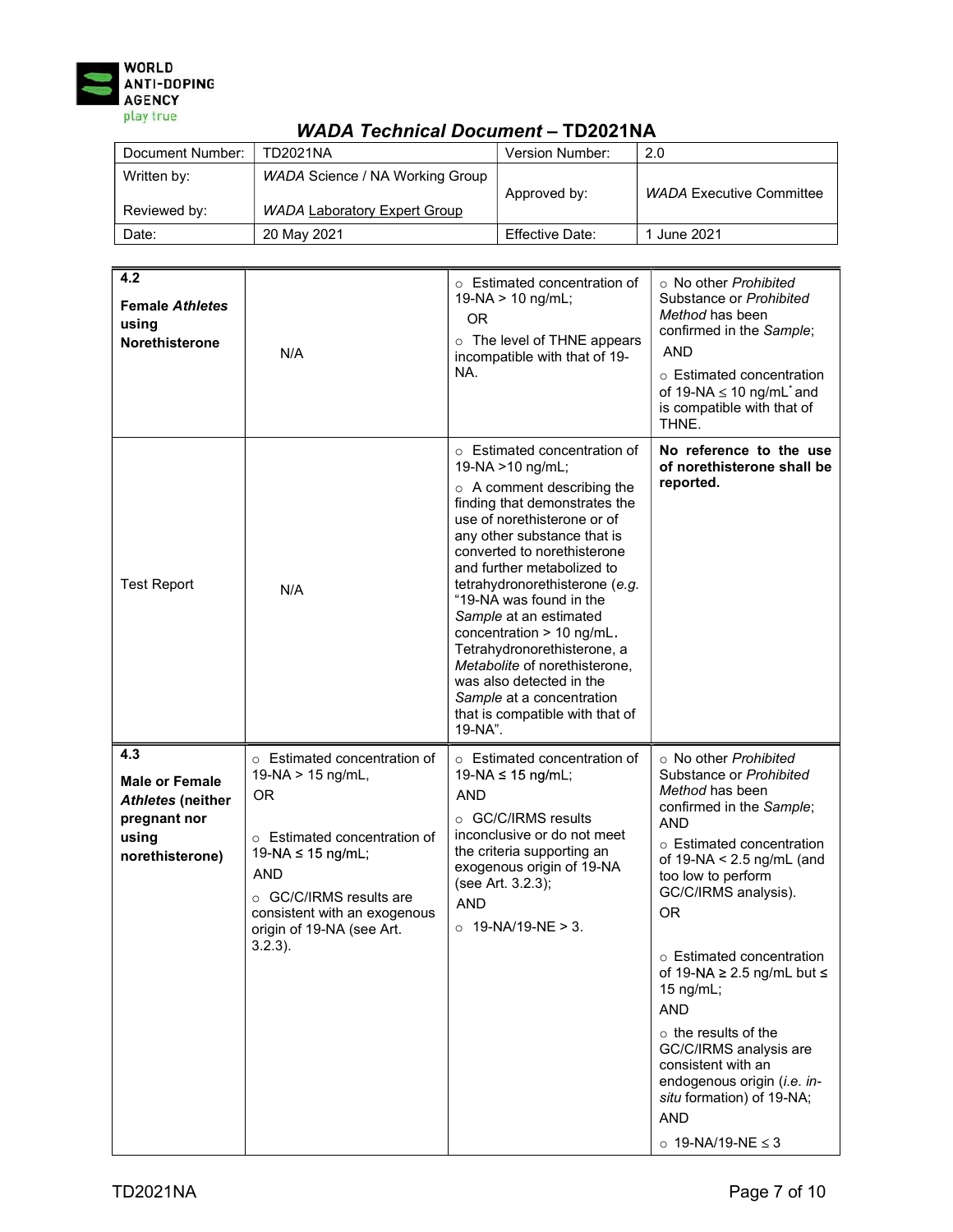| | | | |
|---|---|---|---|
| **4.2**<br><br>**Female *Athletes* using Norethisterone** | N/A | ○ Estimated concentration of 19-NA > 10 ng/mL;<br>OR<br>○ The level of THNE appears incompatible with that of 19-NA. | ○ No other *Prohibited Substance* or *Prohibited Method* has been confirmed in the *Sample*;<br>AND<br>○ Estimated concentration of 19-NA ≤ 10 ng/mL* and is compatible with that of THNE. |
| Test Report | N/A | ○ Estimated concentration of 19-NA >10 ng/mL;<br>○ A comment describing the finding that demonstrates the use of norethisterone or of any other substance that is converted to norethisterone and further metabolized to tetrahydronorethisterone (*e.g.* "19-NA was found in the *Sample* at an estimated concentration > 10 ng/mL. Tetrahydronorethisterone, a *Metabolite* of norethisterone, was also detected in the *Sample* at a concentration that is compatible with that of 19-NA". | **No reference to the use of norethisterone shall be reported.** |
| **4.3**<br><br>**Male or Female *Athletes* (neither pregnant nor using norethisterone)** | ○ Estimated concentration of 19-NA > 15 ng/mL,<br>OR<br>○ Estimated concentration of 19-NA ≤ 15 ng/mL;<br>AND<br>○ GC/C/IRMS results are consistent with an exogenous origin of 19-NA (see Art. 3.2.3). | ○ Estimated concentration of 19-NA ≤ 15 ng/mL;<br>AND<br>○ GC/C/IRMS results inconclusive or do not meet the criteria supporting an exogenous origin of 19-NA (see Art. 3.2.3);<br>AND<br>○ 19-NA/19-NE > 3. | ○ No other *Prohibited Substance* or *Prohibited Method* has been confirmed in the *Sample*;<br>AND<br>○ Estimated concentration of 19-NA < 2.5 ng/mL (and too low to perform GC/C/IRMS analysis).<br>OR<br>○ Estimated concentration of 19-NA ≥ 2.5 ng/mL but ≤ 15 ng/mL;<br>AND<br>○ the results of the GC/C/IRMS analysis are consistent with an endogenous origin (*i.e. in-situ* formation) of 19-NA;<br>AND<br>○ 19-NA/19-NE ≤ 3 |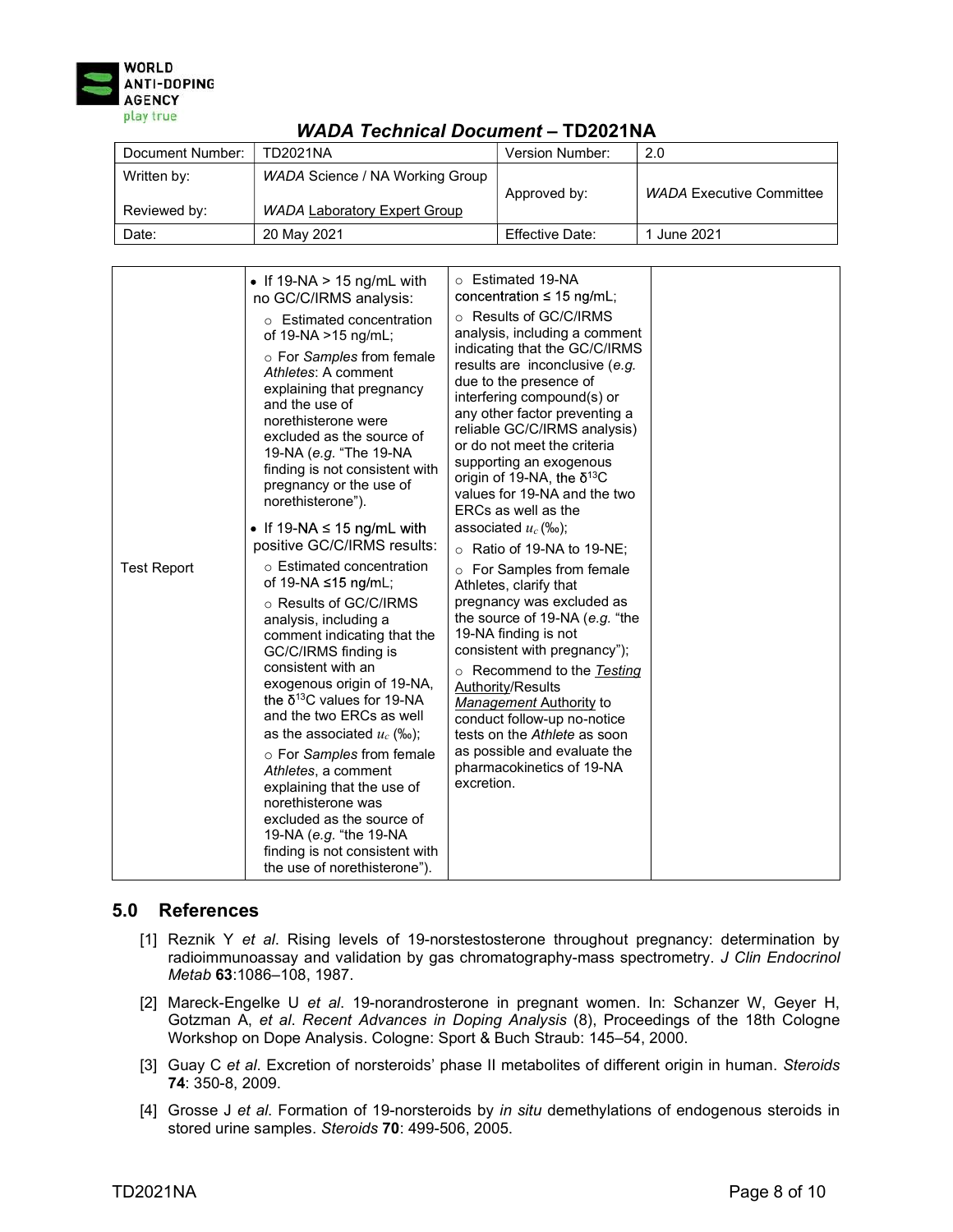| | | | |
|---|---|---|---|
| Test Report | • If 19-NA > 15 ng/mL with no GC/C/IRMS analysis:<br>○ Estimated concentration of 19-NA >15 ng/mL;<br>○ For *Samples* from female *Athletes*: A comment explaining that pregnancy and the use of norethisterone were excluded as the source of 19-NA (*e.g.* "The 19-NA finding is not consistent with pregnancy or the use of norethisterone").<br>• If 19-NA ≤ 15 ng/mL with positive GC/C/IRMS results:<br>○ Estimated concentration of 19-NA ≤15 ng/mL;<br>○ Results of GC/C/IRMS analysis, including a comment indicating that the GC/C/IRMS finding is consistent with an exogenous origin of 19-NA, the $\delta^{13}C$ values for 19-NA and the two ERCs as well as the associated $u_c$ (‰);<br>○ For *Samples* from female *Athletes*, a comment explaining that the use of norethisterone was excluded as the source of 19-NA (*e.g.* "the 19-NA finding is not consistent with the use of norethisterone"). | ○ Estimated 19-NA concentration ≤ 15 ng/mL;<br>○ Results of GC/C/IRMS analysis, including a comment indicating that the GC/C/IRMS results are inconclusive (*e.g.* due to the presence of interfering compound(s) or any other factor preventing a reliable GC/C/IRMS analysis) or do not meet the criteria supporting an exogenous origin of 19-NA, the $\delta^{13}C$ values for 19-NA and the two ERCs as well as the associated $u_c$ (‰);<br>○ Ratio of 19-NA to 19-NE;<br>○ For Samples from female Athletes, clarify that pregnancy was excluded as the source of 19-NA (*e.g.* "the 19-NA finding is not consistent with pregnancy");<br>○ Recommend to the *Testing Authority*/Results *Management* Authority to conduct follow-up no-notice tests on the *Athlete* as soon as possible and evaluate the pharmacokinetics of 19-NA excretion. | |

## 5.0 References

[1] Reznik Y *et al*. Rising levels of 19-norstestosterone throughout pregnancy: determination by radioimmunoassay and validation by gas chromatography-mass spectrometry. *J Clin Endocrinol Metab* **63**:1086–108, 1987.

[2] Mareck-Engelke U *et al*. 19-norandrosterone in pregnant women. In: Schanzer W, Geyer H, Gotzman A, *et al*. *Recent Advances in Doping Analysis* (8), Proceedings of the 18th Cologne Workshop on Dope Analysis. Cologne: Sport & Buch Straub: 145–54, 2000.

[3] Guay C *et al*. Excretion of norsteroids' phase II metabolites of different origin in human. *Steroids* **74**: 350-8, 2009.

[4] Grosse J *et al*. Formation of 19-norsteroids by *in situ* demethylations of endogenous steroids in stored urine samples. *Steroids* **70**: 499-506, 2005.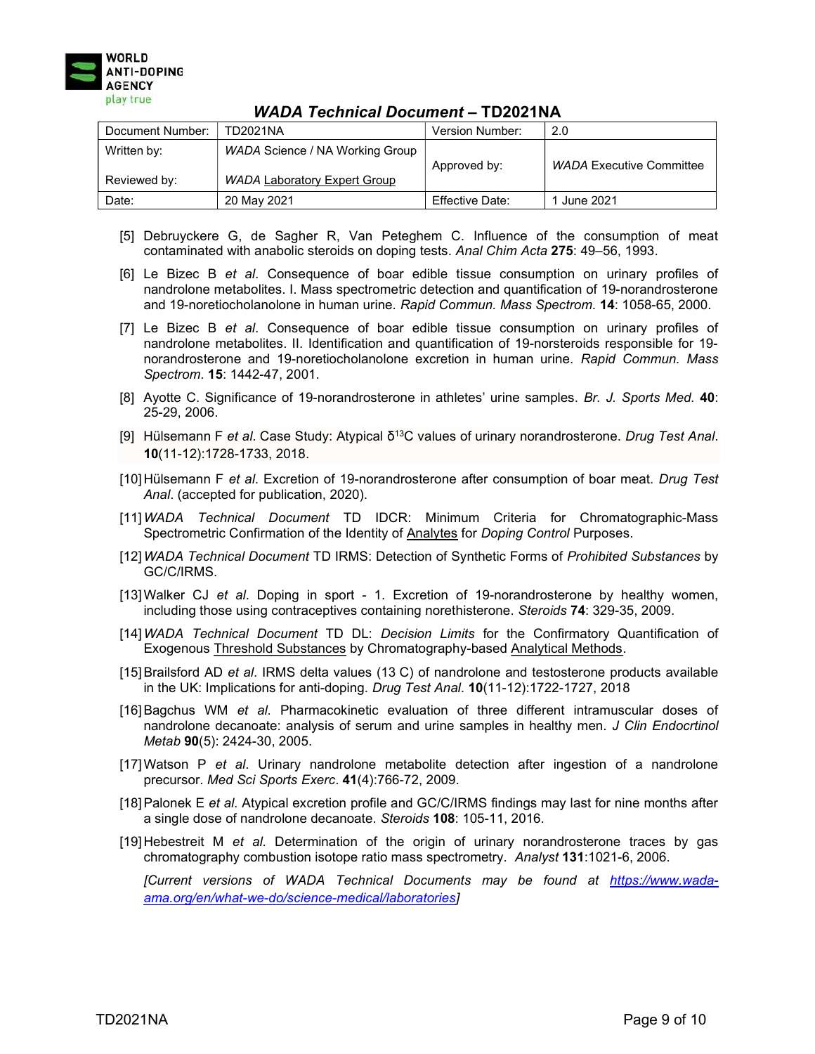[5] Debruyckere G, de Sagher R, Van Peteghem C. Influence of the consumption of meat contaminated with anabolic steroids on doping tests. *Anal Chim Acta* **275**: 49–56, 1993.

[6] Le Bizec B *et al*. Consequence of boar edible tissue consumption on urinary profiles of nandrolone metabolites. I. Mass spectrometric detection and quantification of 19-norandrosterone and 19-noretiocholanolone in human urine. *Rapid Commun. Mass Spectrom*. **14**: 1058-65, 2000.

[7] Le Bizec B *et al*. Consequence of boar edible tissue consumption on urinary profiles of nandrolone metabolites. II. Identification and quantification of 19-norsteroids responsible for 19-norandrosterone and 19-noretiocholanolone excretion in human urine. *Rapid Commun. Mass Spectrom*. **15**: 1442-47, 2001.

[8] Ayotte C. Significance of 19-norandrosterone in athletes' urine samples. *Br. J. Sports Med*. **40**: 25-29, 2006.

[9] Hülsemann F *et al*. Case Study: Atypical $\delta^{13}$C values of urinary norandrosterone. *Drug Test Anal*. **10**(11-12):1728-1733, 2018.

[10] Hülsemann F *et al*. Excretion of 19-norandrosterone after consumption of boar meat. *Drug Test Anal*. (accepted for publication, 2020).

[11] *WADA Technical Document* TD IDCR: Minimum Criteria for Chromatographic-Mass Spectrometric Confirmation of the Identity of Analytes for *Doping Control* Purposes.

[12] *WADA Technical Document* TD IRMS: Detection of Synthetic Forms of *Prohibited Substances* by GC/C/IRMS.

[13] Walker CJ *et al*. Doping in sport - 1. Excretion of 19-norandrosterone by healthy women, including those using contraceptives containing norethisterone. *Steroids* **74**: 329-35, 2009.

[14] *WADA Technical Document* TD DL: *Decision Limits* for the Confirmatory Quantification of Exogenous Threshold Substances by Chromatography-based Analytical Methods.

[15] Brailsford AD *et al*. IRMS delta values (13 C) of nandrolone and testosterone products available in the UK: Implications for anti-doping. *Drug Test Anal*. **10**(11-12):1722-1727, 2018

[16] Bagchus WM *et al*. Pharmacokinetic evaluation of three different intramuscular doses of nandrolone decanoate: analysis of serum and urine samples in healthy men. *J Clin Endocrtinol Metab* **90**(5): 2424-30, 2005.

[17] Watson P *et al*. Urinary nandrolone metabolite detection after ingestion of a nandrolone precursor. *Med Sci Sports Exerc*. **41**(4):766-72, 2009.

[18] Palonek E *et al*. Atypical excretion profile and GC/C/IRMS findings may last for nine months after a single dose of nandrolone decanoate. *Steroids* **108**: 105-11, 2016.

[19] Hebestreit M *et al*. Determination of the origin of urinary norandrosterone traces by gas chromatography combustion isotope ratio mass spectrometry. *Analyst* **131**:1021-6, 2006.

*[Current versions of WADA Technical Documents may be found at https://www.wada-ama.org/en/what-we-do/science-medical/laboratories]*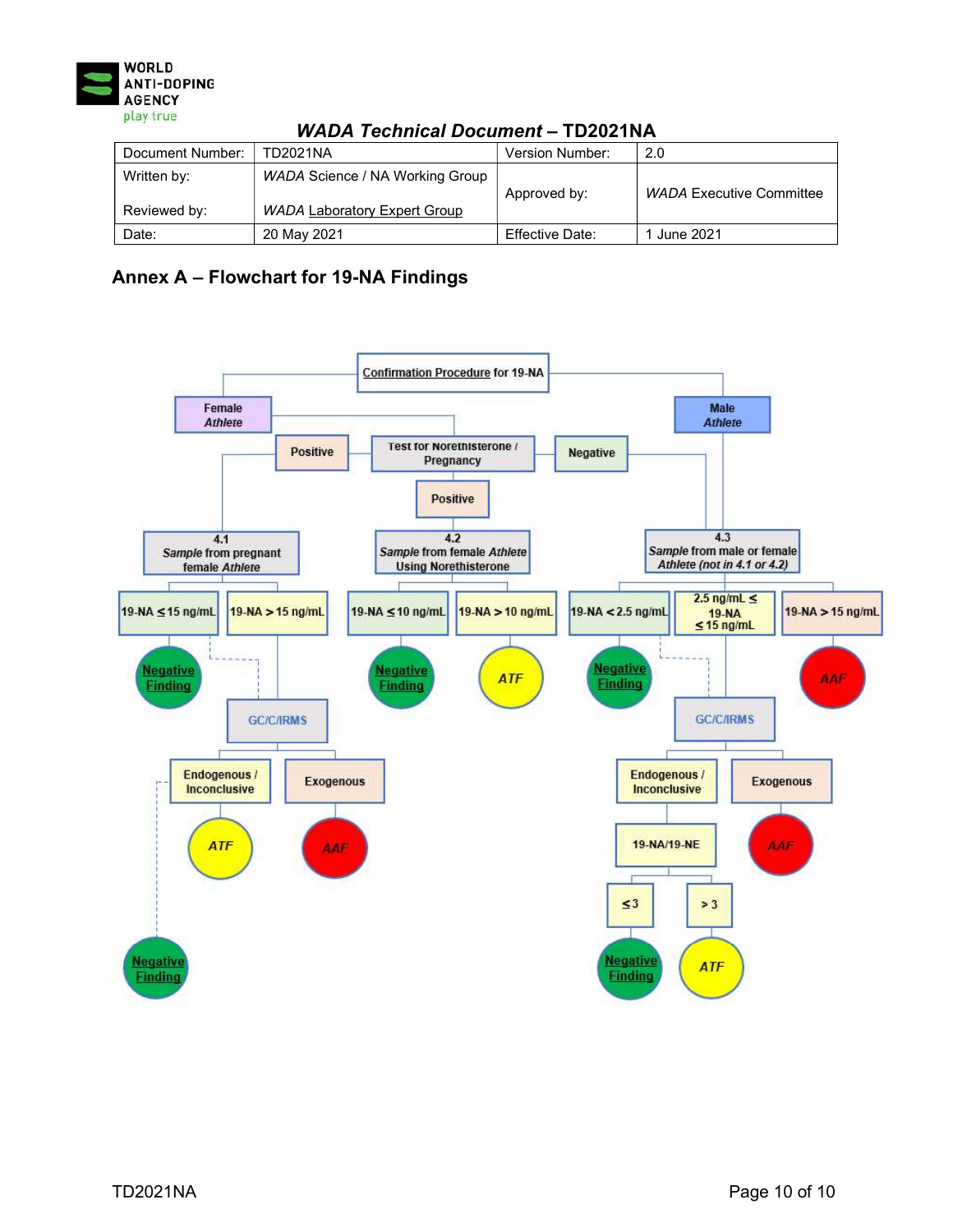## Annex A – Flowchart for 19-NA Findings

Confirmation Procedure for 19-NA

Female Athlete

Male Athlete

Positive

Test for Norethisterone / Pregnancy

Negative

Positive

4.1
Sample from pregnant female Athlete

4.2
Sample from female Athlete Using Norethisterone

4.3
Sample from male or female Athlete (not in 4.1 or 4.2)

19-NA ≤ 15 ng/mL

19-NA > 15 ng/mL

19-NA ≤ 10 ng/mL

19-NA > 10 ng/mL

19-NA < 2.5 ng/mL

2.5 ng/mL ≤ 19-NA ≤ 15 ng/mL

19-NA > 15 ng/mL

Negative Finding

Negative Finding

ATF

Negative Finding

AAF

GC/C/IRMS

GC/C/IRMS

Endogenous / Inconclusive

Exogenous

Endogenous / Inconclusive

Exogenous

ATF

AAF

19-NA/19-NE

AAF

≤3

> 3

Negative Finding

Negative Finding

ATF